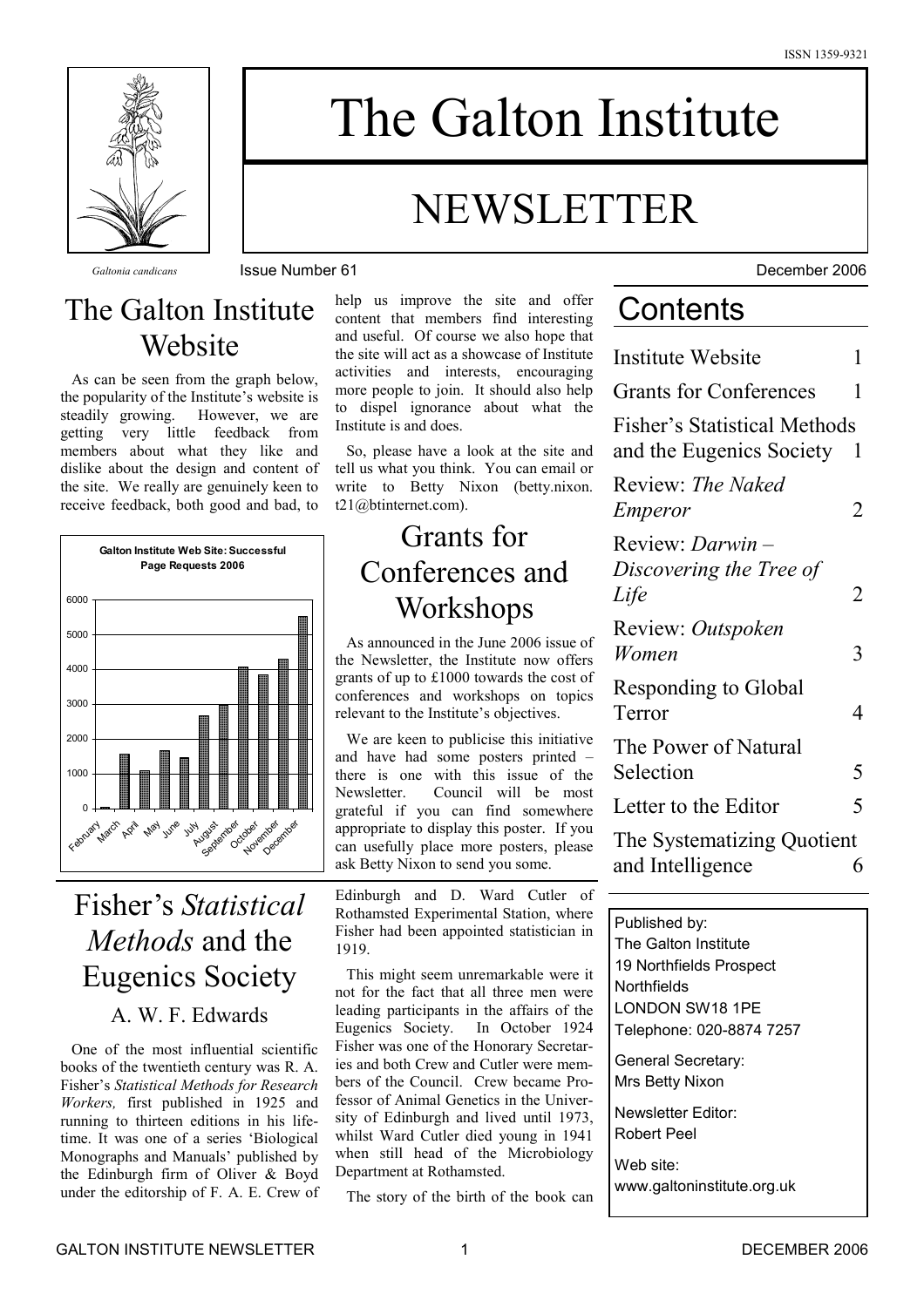ISSN 1359-9321

# The Galton Institute

# NEWSLETTER

*Galtonia candicans*

Issue Number 61 December 2006

## Contents

| | |
|---|---|
| Institute Website | 1 |
| Grants for Conferences | 1 |
| Fisher's Statistical Methods and the Eugenics Society | 1 |
| Review: *The Naked Emperor* | 2 |
| Review: *Darwin – Discovering the Tree of Life* | 2 |
| Review: *Outspoken Women* | 3 |
| Responding to Global Terror | 4 |
| The Power of Natural Selection | 5 |
| Letter to the Editor | 5 |
| The Systematizing Quotient and Intelligence | 6 |

## The Galton Institute Website

As can be seen from the graph below, the popularity of the Institute's website is steadily growing. However, we are getting very little feedback from members about what they like and dislike about the design and content of the site. We really are genuinely keen to receive feedback, both good and bad, to help us improve the site and offer content that members find interesting and useful. Of course we also hope that the site will act as a showcase of Institute activities and interests, encouraging more people to join. It should also help to dispel ignorance about what the Institute is and does.

So, please have a look at the site and tell us what you think. You can email or write to Betty Nixon (betty.nixon.t21@btinternet.com).

**Galton Institute Web Site: Successful Page Requests 2006**

(Bar chart: monthly page requests, February to December 2006, y-axis 0–6000)

## Grants for Conferences and Workshops

As announced in the June 2006 issue of the Newsletter, the Institute now offers grants of up to £1000 towards the cost of conferences and workshops on topics relevant to the Institute's objectives.

We are keen to publicise this initiative and have had some posters printed – there is one with this issue of the Newsletter. Council will be most grateful if you can find somewhere appropriate to display this poster. If you can usefully place more posters, please ask Betty Nixon to send you some.

## Fisher's *Statistical Methods* and the Eugenics Society

### A. W. F. Edwards

One of the most influential scientific books of the twentieth century was R. A. Fisher's *Statistical Methods for Research Workers,* first published in 1925 and running to thirteen editions in his lifetime. It was one of a series 'Biological Monographs and Manuals' published by the Edinburgh firm of Oliver & Boyd under the editorship of F. A. E. Crew of Edinburgh and D. Ward Cutler of Rothamsted Experimental Station, where Fisher had been appointed statistician in 1919.

This might seem unremarkable were it not for the fact that all three men were leading participants in the affairs of the Eugenics Society. In October 1924 Fisher was one of the Honorary Secretaries and both Crew and Cutler were members of the Council. Crew became Professor of Animal Genetics in the University of Edinburgh and lived until 1973, whilst Ward Cutler died young in 1941 when still head of the Microbiology Department at Rothamsted.

The story of the birth of the book can

Published by:
The Galton Institute
19 Northfields Prospect
Northfields
LONDON SW18 1PE
Telephone: 020-8874 7257

General Secretary:
Mrs Betty Nixon

Newsletter Editor:
Robert Peel

Web site:
www.galtoninstitute.org.uk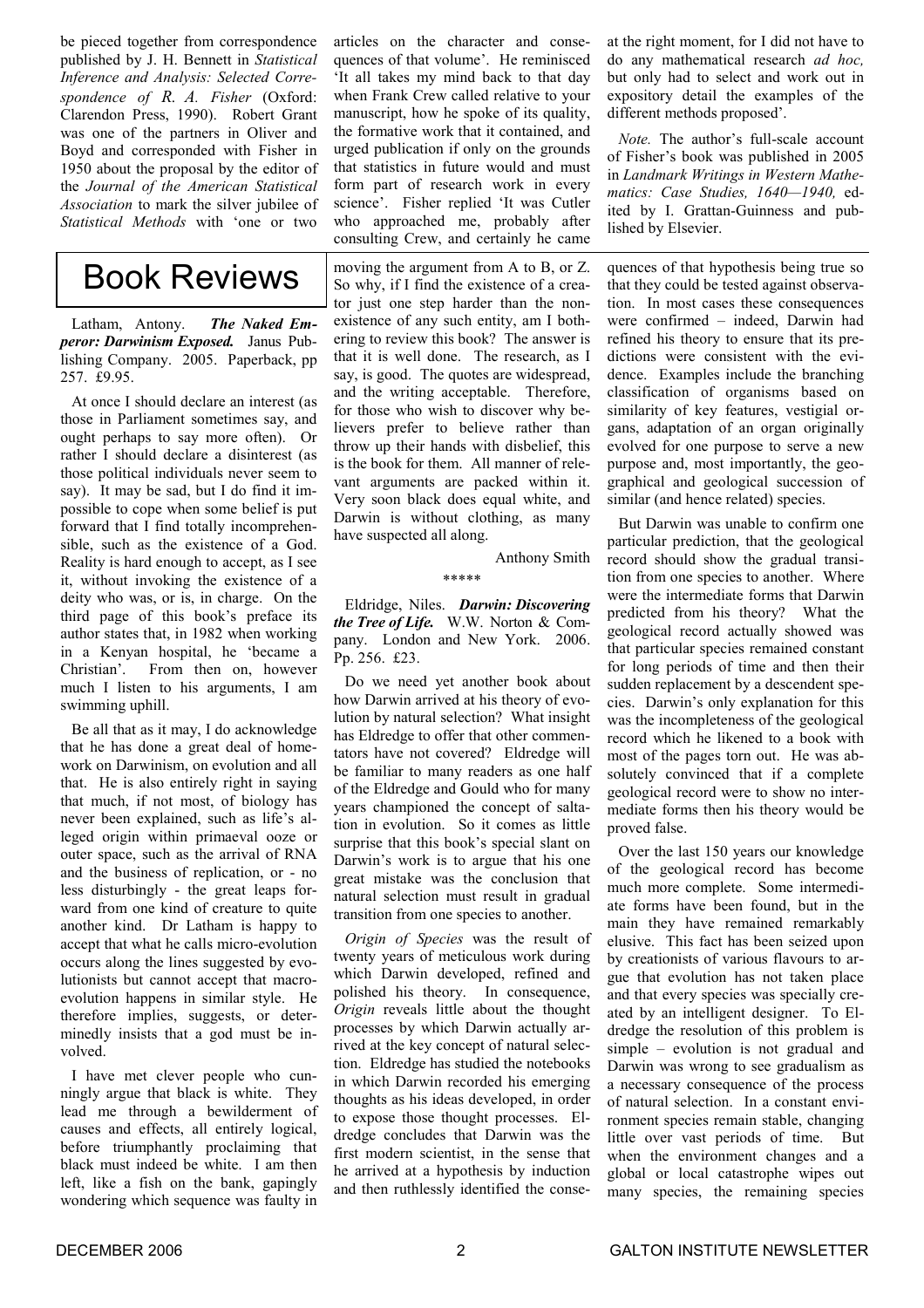be pieced together from correspondence published by J. H. Bennett in *Statistical Inference and Analysis: Selected Correspondence of R. A. Fisher* (Oxford: Clarendon Press, 1990). Robert Grant was one of the partners in Oliver and Boyd and corresponded with Fisher in 1950 about the proposal by the editor of the *Journal of the American Statistical Association* to mark the silver jubilee of *Statistical Methods* with 'one or two articles on the character and consequences of that volume'. He reminisced 'It all takes my mind back to that day when Frank Crew called relative to your manuscript, how he spoke of its quality, the formative work that it contained, and urged publication if only on the grounds that statistics in future would and must form part of research work in every science'. Fisher replied 'It was Cutler who approached me, probably after consulting Crew, and certainly he came at the right moment, for I did not have to do any mathematical research *ad hoc,* but only had to select and work out in expository detail the examples of the different methods proposed'.

*Note.* The author's full-scale account of Fisher's book was published in 2005 in *Landmark Writings in Western Mathematics: Case Studies, 1640—1940,* edited by I. Grattan-Guinness and published by Elsevier.

# Book Reviews

Latham, Antony. ***The Naked Emperor: Darwinism Exposed.*** Janus Publishing Company. 2005. Paperback, pp 257. £9.95.

At once I should declare an interest (as those in Parliament sometimes say, and ought perhaps to say more often). Or rather I should declare a disinterest (as those political individuals never seem to say). It may be sad, but I do find it impossible to cope when some belief is put forward that I find totally incomprehensible, such as the existence of a God. Reality is hard enough to accept, as I see it, without invoking the existence of a deity who was, or is, in charge. On the third page of this book's preface its author states that, in 1982 when working in a Kenyan hospital, he 'became a Christian'. From then on, however much I listen to his arguments, I am swimming uphill.

Be all that as it may, I do acknowledge that he has done a great deal of homework on Darwinism, on evolution and all that. He is also entirely right in saying that much, if not most, of biology has never been explained, such as life's alleged origin within primaeval ooze or outer space, such as the arrival of RNA and the business of replication, or - no less disturbingly - the great leaps forward from one kind of creature to quite another kind. Dr Latham is happy to accept that what he calls micro-evolution occurs along the lines suggested by evolutionists but cannot accept that macro-evolution happens in similar style. He therefore implies, suggests, or determinedly insists that a god must be involved.

I have met clever people who cunningly argue that black is white. They lead me through a bewilderment of causes and effects, all entirely logical, before triumphantly proclaiming that black must indeed be white. I am then left, like a fish on the bank, gapingly wondering which sequence was faulty in moving the argument from A to B, or Z. So why, if I find the existence of a creator just one step harder than the non-existence of any such entity, am I bothering to review this book? The answer is that it is well done. The research, as I say, is good. The quotes are widespread, and the writing acceptable. Therefore, for those who wish to discover why believers prefer to believe rather than throw up their hands with disbelief, this is the book for them. All manner of relevant arguments are packed within it. Very soon black does equal white, and Darwin is without clothing, as many have suspected all along.

Anthony Smith

\*\*\*\*\*

Eldridge, Niles. ***Darwin: Discovering the Tree of Life.*** W.W. Norton & Company. London and New York. 2006. Pp. 256. £23.

Do we need yet another book about how Darwin arrived at his theory of evolution by natural selection? What insight has Eldredge to offer that other commentators have not covered? Eldredge will be familiar to many readers as one half of the Eldredge and Gould who for many years championed the concept of saltation in evolution. So it comes as little surprise that this book's special slant on Darwin's work is to argue that his one great mistake was the conclusion that natural selection must result in gradual transition from one species to another.

*Origin of Species* was the result of twenty years of meticulous work during which Darwin developed, refined and polished his theory. In consequence, *Origin* reveals little about the thought processes by which Darwin actually arrived at the key concept of natural selection. Eldredge has studied the notebooks in which Darwin recorded his emerging thoughts as his ideas developed, in order to expose those thought processes. Eldredge concludes that Darwin was the first modern scientist, in the sense that he arrived at a hypothesis by induction and then ruthlessly identified the consequences of that hypothesis being true so that they could be tested against observation. In most cases these consequences were confirmed – indeed, Darwin had refined his theory to ensure that its predictions were consistent with the evidence. Examples include the branching classification of organisms based on similarity of key features, vestigial organs, adaptation of an organ originally evolved for one purpose to serve a new purpose and, most importantly, the geographical and geological succession of similar (and hence related) species.

But Darwin was unable to confirm one particular prediction, that the geological record should show the gradual transition from one species to another. Where were the intermediate forms that Darwin predicted from his theory? What the geological record actually showed was that particular species remained constant for long periods of time and then their sudden replacement by a descendent species. Darwin's only explanation for this was the incompleteness of the geological record which he likened to a book with most of the pages torn out. He was absolutely convinced that if a complete geological record were to show no intermediate forms then his theory would be proved false.

Over the last 150 years our knowledge of the geological record has become much more complete. Some intermediate forms have been found, but in the main they have remained remarkably elusive. This fact has been seized upon by creationists of various flavours to argue that evolution has not taken place and that every species was specially created by an intelligent designer. To Eldredge the resolution of this problem is simple – evolution is not gradual and Darwin was wrong to see gradualism as a necessary consequence of the process of natural selection. In a constant environment species remain stable, changing little over vast periods of time. But when the environment changes and a global or local catastrophe wipes out many species, the remaining species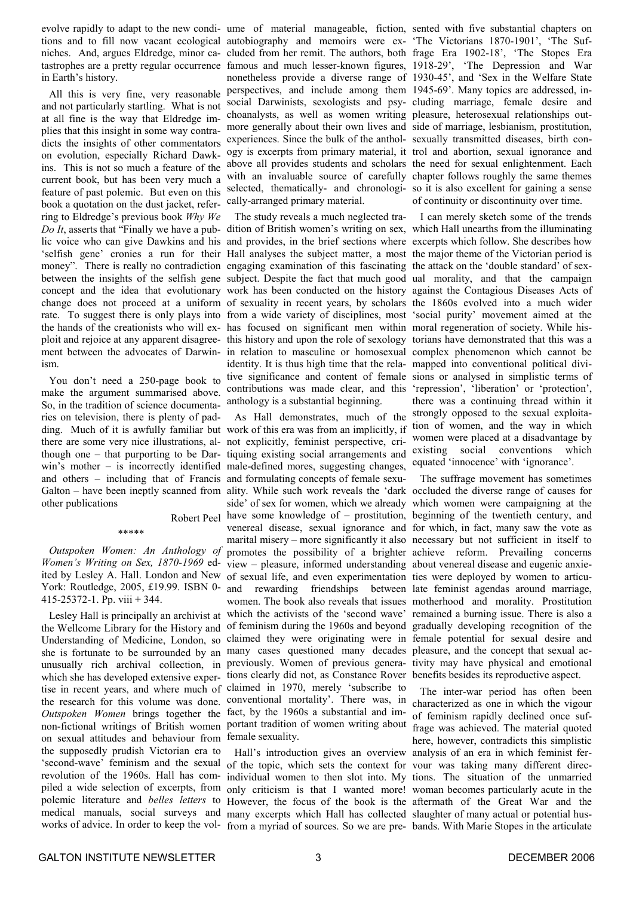evolve rapidly to adapt to the new conditions and to fill now vacant ecological niches. And, argues Eldredge, minor catastrophes are a pretty regular occurrence in Earth's history.

All this is very fine, very reasonable and not particularly startling. What is not at all fine is the way that Eldredge implies that this insight in some way contradicts the insights of other commentators on evolution, especially Richard Dawkins. This is not so much a feature of the current book, but has been very much a feature of past polemic. But even on this book a quotation on the dust jacket, referring to Eldredge's previous book *Why We Do It*, asserts that "Finally we have a public voice who can give Dawkins and his 'selfish gene' cronies a run for their money". There is really no contradiction between the insights of the selfish gene concept and the idea that evolutionary change does not proceed at a uniform rate. To suggest there is only plays into the hands of the creationists who will exploit and rejoice at any apparent disagreement between the advocates of Darwinism.

You don't need a 250-page book to make the argument summarised above. So, in the tradition of science documentaries on television, there is plenty of padding. Much of it is awfully familiar but there are some very nice illustrations, although one – that purporting to be Darwin's mother – is incorrectly identified and others – including that of Francis Galton – have been ineptly scanned from other publications

Robert Peel

\*\*\*\*\*

*Outspoken Women: An Anthology of Women's Writing on Sex, 1870-1969* edited by Lesley A. Hall. London and New York: Routledge, 2005, £19.99. ISBN 0-415-25372-1. Pp. viii + 344.

Lesley Hall is principally an archivist at the Wellcome Library for the History and Understanding of Medicine, London, so she is fortunate to be surrounded by an unusually rich archival collection, in which she has developed extensive expertise in recent years, and where much of the research for this volume was done. *Outspoken Women* brings together the non-fictional writings of British women on sexual attitudes and behaviour from the supposedly prudish Victorian era to 'second-wave' feminism and the sexual revolution of the 1960s. Hall has compiled a wide selection of excerpts, from polemic literature and *belles letters* to medical manuals, social surveys and works of advice. In order to keep the volume of material manageable, fiction, autobiography and memoirs were excluded from her remit. The authors, both famous and much lesser-known figures, nonetheless provide a diverse range of perspectives, and include among them social Darwinists, sexologists and psychoanalysts, as well as women writing more generally about their own lives and experiences. Since the bulk of the anthology is excerpts from primary material, it above all provides students and scholars with an invaluable source of carefully selected, thematically- and chronologically-arranged primary material.

The study reveals a much neglected tradition of British women's writing on sex, and provides, in the brief sections where Hall analyses the subject matter, a most engaging examination of this fascinating subject. Despite the fact that much good work has been conducted on the history of sexuality in recent years, by scholars from a wide variety of disciplines, most has focused on significant men within this history and upon the role of sexology in relation to masculine or homosexual identity. It is thus high time that the relative significance and content of female contributions was made clear, and this anthology is a substantial beginning.

As Hall demonstrates, much of the work of this era was from an implicitly, if not explicitly, feminist perspective, critiquing existing social arrangements and male-defined mores, suggesting changes, and formulating concepts of female sexuality. While such work reveals the 'dark side' of sex for women, which we already have some knowledge of – prostitution, venereal disease, sexual ignorance and marital misery – more significantly it also promotes the possibility of a brighter view – pleasure, informed understanding of sexual life, and even experimentation and rewarding friendships between women. The book also reveals that issues which the activists of the 'second wave' of feminism during the 1960s and beyond claimed they were originating were in many cases questioned many decades previously. Women of previous generations clearly did not, as Constance Rover claimed in 1970, merely 'subscribe to conventional mortality'. There was, in fact, by the 1960s a substantial and important tradition of women writing about female sexuality.

Hall's introduction gives an overview of the topic, which sets the context for individual women to then slot into. My only criticism is that I wanted more! However, the focus of the book is the many excerpts which Hall has collected from a myriad of sources. So we are presented with five substantial chapters on 'The Victorians 1870-1901', 'The Suffrage Era 1902-18', 'The Stopes Era 1918-29', 'The Depression and War 1930-45', and 'Sex in the Welfare State 1945-69'. Many topics are addressed, including marriage, female desire and pleasure, heterosexual relationships outside of marriage, lesbianism, prostitution, sexually transmitted diseases, birth control and abortion, sexual ignorance and the need for sexual enlightenment. Each chapter follows roughly the same themes so it is also excellent for gaining a sense of continuity or discontinuity over time.

I can merely sketch some of the trends which Hall unearths from the illuminating excerpts which follow. She describes how the major theme of the Victorian period is the attack on the 'double standard' of sexual morality, and that the campaign against the Contagious Diseases Acts of the 1860s evolved into a much wider 'social purity' movement aimed at the moral regeneration of society. While historians have demonstrated that this was a complex phenomenon which cannot be mapped into conventional political divisions or analysed in simplistic terms of 'repression', 'liberation' or 'protection', there was a continuing thread within it strongly opposed to the sexual exploitation of women, and the way in which women were placed at a disadvantage by existing social conventions which equated 'innocence' with 'ignorance'.

The suffrage movement has sometimes occluded the diverse range of causes for which women were campaigning at the beginning of the twentieth century, and for which, in fact, many saw the vote as necessary but not sufficient in itself to achieve reform. Prevailing concerns about venereal disease and eugenic anxieties were deployed by women to articulate feminist agendas around marriage, motherhood and morality. Prostitution remained a burning issue. There is also a gradually developing recognition of the female potential for sexual desire and pleasure, and the concept that sexual activity may have physical and emotional benefits besides its reproductive aspect.

The inter-war period has often been characterized as one in which the vigour of feminism rapidly declined once suffrage was achieved. The material quoted here, however, contradicts this simplistic analysis of an era in which feminist fervour was taking many different directions. The situation of the unmarried woman becomes particularly acute in the aftermath of the Great War and the slaughter of many actual or potential husbands. With Marie Stopes in the articulate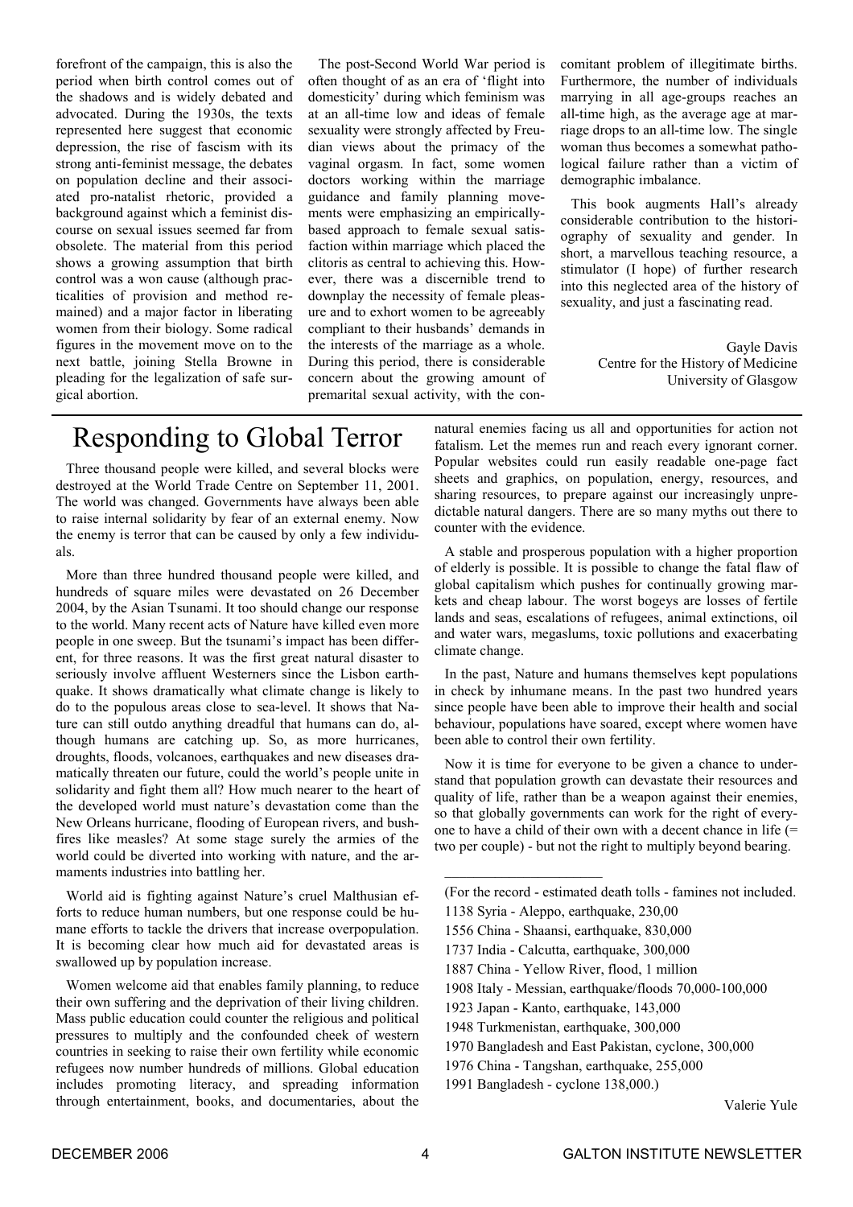forefront of the campaign, this is also the period when birth control comes out of the shadows and is widely debated and advocated. During the 1930s, the texts represented here suggest that economic depression, the rise of fascism with its strong anti-feminist message, the debates on population decline and their associated pro-natalist rhetoric, provided a background against which a feminist discourse on sexual issues seemed far from obsolete. The material from this period shows a growing assumption that birth control was a won cause (although practicalities of provision and method remained) and a major factor in liberating women from their biology. Some radical figures in the movement move on to the next battle, joining Stella Browne in pleading for the legalization of safe surgical abortion.

The post-Second World War period is often thought of as an era of 'flight into domesticity' during which feminism was at an all-time low and ideas of female sexuality were strongly affected by Freudian views about the primacy of the vaginal orgasm. In fact, some women doctors working within the marriage guidance and family planning movements were emphasizing an empirically-based approach to female sexual satisfaction within marriage which placed the clitoris as central to achieving this. However, there was a discernible trend to downplay the necessity of female pleasure and to exhort women to be agreeably compliant to their husbands' demands in the interests of the marriage as a whole. During this period, there is considerable concern about the growing amount of premarital sexual activity, with the concomitant problem of illegitimate births. Furthermore, the number of individuals marrying in all age-groups reaches an all-time high, as the average age at marriage drops to an all-time low. The single woman thus becomes a somewhat pathological failure rather than a victim of demographic imbalance.

This book augments Hall's already considerable contribution to the historiography of sexuality and gender. In short, a marvellous teaching resource, a stimulator (I hope) of further research into this neglected area of the history of sexuality, and just a fascinating read.

Gayle Davis
Centre for the History of Medicine
University of Glasgow

# Responding to Global Terror

Three thousand people were killed, and several blocks were destroyed at the World Trade Centre on September 11, 2001. The world was changed. Governments have always been able to raise internal solidarity by fear of an external enemy. Now the enemy is terror that can be caused by only a few individuals.

More than three hundred thousand people were killed, and hundreds of square miles were devastated on 26 December 2004, by the Asian Tsunami. It too should change our response to the world. Many recent acts of Nature have killed even more people in one sweep. But the tsunami's impact has been different, for three reasons. It was the first great natural disaster to seriously involve affluent Westerners since the Lisbon earthquake. It shows dramatically what climate change is likely to do to the populous areas close to sea-level. It shows that Nature can still outdo anything dreadful that humans can do, although humans are catching up. So, as more hurricanes, droughts, floods, volcanoes, earthquakes and new diseases dramatically threaten our future, could the world's people unite in solidarity and fight them all? How much nearer to the heart of the developed world must nature's devastation come than the New Orleans hurricane, flooding of European rivers, and bushfires like measles? At some stage surely the armies of the world could be diverted into working with nature, and the armaments industries into battling her.

World aid is fighting against Nature's cruel Malthusian efforts to reduce human numbers, but one response could be humane efforts to tackle the drivers that increase overpopulation. It is becoming clear how much aid for devastated areas is swallowed up by population increase.

Women welcome aid that enables family planning, to reduce their own suffering and the deprivation of their living children. Mass public education could counter the religious and political pressures to multiply and the confounded cheek of western countries in seeking to raise their own fertility while economic refugees now number hundreds of millions. Global education includes promoting literacy, and spreading information through entertainment, books, and documentaries, about the natural enemies facing us all and opportunities for action not fatalism. Let the memes run and reach every ignorant corner. Popular websites could run easily readable one-page fact sheets and graphics, on population, energy, resources, and sharing resources, to prepare against our increasingly unpredictable natural dangers. There are so many myths out there to counter with the evidence.

A stable and prosperous population with a higher proportion of elderly is possible. It is possible to change the fatal flaw of global capitalism which pushes for continually growing markets and cheap labour. The worst bogeys are losses of fertile lands and seas, escalations of refugees, animal extinctions, oil and water wars, megaslums, toxic pollutions and exacerbating climate change.

In the past, Nature and humans themselves kept populations in check by inhumane means. In the past two hundred years since people have been able to improve their health and social behaviour, populations have soared, except where women have been able to control their own fertility.

Now it is time for everyone to be given a chance to understand that population growth can devastate their resources and quality of life, rather than be a weapon against their enemies, so that globally governments can work for the right of everyone to have a child of their own with a decent chance in life (= two per couple) - but not the right to multiply beyond bearing.

---

(For the record - estimated death tolls - famines not included.

1138 Syria - Aleppo, earthquake, 230,00

1556 China - Shaansi, earthquake, 830,000

1737 India - Calcutta, earthquake, 300,000

1887 China - Yellow River, flood, 1 million

1908 Italy - Messian, earthquake/floods 70,000-100,000

1923 Japan - Kanto, earthquake, 143,000

1948 Turkmenistan, earthquake, 300,000

1970 Bangladesh and East Pakistan, cyclone, 300,000

1976 China - Tangshan, earthquake, 255,000

1991 Bangladesh - cyclone 138,000.)

Valerie Yule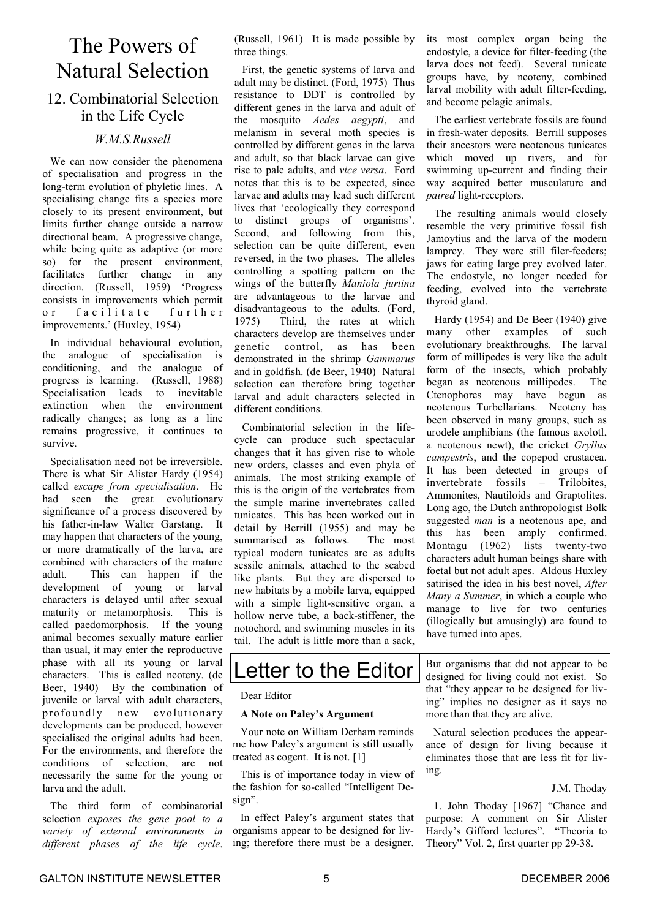# The Powers of Natural Selection

## 12. Combinatorial Selection in the Life Cycle

*W.M.S.Russell*

We can now consider the phenomena of specialisation and progress in the long-term evolution of phyletic lines. A specialising change fits a species more closely to its present environment, but limits further change outside a narrow directional beam. A progressive change, while being quite as adaptive (or more so) for the present environment, facilitates further change in any direction. (Russell, 1959) 'Progress consists in improvements which permit or facilitate further improvements.' (Huxley, 1954)

In individual behavioural evolution, the analogue of specialisation is conditioning, and the analogue of progress is learning. (Russell, 1988) Specialisation leads to inevitable extinction when the environment radically changes; as long as a line remains progressive, it continues to survive.

Specialisation need not be irreversible. There is what Sir Alister Hardy (1954) called *escape from specialisation*. He had seen the great evolutionary significance of a process discovered by his father-in-law Walter Garstang. It may happen that characters of the young, or more dramatically of the larva, are combined with characters of the mature adult. This can happen if the development of young or larval characters is delayed until after sexual maturity or metamorphosis. This is called paedomorphosis. If the young animal becomes sexually mature earlier than usual, it may enter the reproductive phase with all its young or larval characters. This is called neoteny. (de Beer, 1940) By the combination of juvenile or larval with adult characters, profoundly new evolutionary developments can be produced, however specialised the original adults had been. For the environments, and therefore the conditions of selection, are not necessarily the same for the young or larva and the adult.

The third form of combinatorial selection *exposes the gene pool to a variety of external environments in different phases of the life cycle*. (Russell, 1961) It is made possible by three things.

First, the genetic systems of larva and adult may be distinct. (Ford, 1975) Thus resistance to DDT is controlled by different genes in the larva and adult of the mosquito *Aedes aegypti*, and melanism in several moth species is controlled by different genes in the larva and adult, so that black larvae can give rise to pale adults, and *vice versa*. Ford notes that this is to be expected, since larvae and adults may lead such different lives that 'ecologically they correspond to distinct groups of organisms'. Second, and following from this, selection can be quite different, even reversed, in the two phases. The alleles controlling a spotting pattern on the wings of the butterfly *Maniola jurtina* are advantageous to the larvae and disadvantageous to the adults. (Ford, 1975) Third, the rates at which characters develop are themselves under genetic control, as has been demonstrated in the shrimp *Gammarus* and in goldfish. (de Beer, 1940) Natural selection can therefore bring together larval and adult characters selected in different conditions.

Combinatorial selection in the life-cycle can produce such spectacular changes that it has given rise to whole new orders, classes and even phyla of animals. The most striking example of this is the origin of the vertebrates from the simple marine invertebrates called tunicates. This has been worked out in detail by Berrill (1955) and may be summarised as follows. The most typical modern tunicates are as adults sessile animals, attached to the seabed like plants. But they are dispersed to new habitats by a mobile larva, equipped with a simple light-sensitive organ, a hollow nerve tube, a back-stiffener, the notochord, and swimming muscles in its tail. The adult is little more than a sack, its most complex organ being the endostyle, a device for filter-feeding (the larva does not feed). Several tunicate groups have, by neoteny, combined larval mobility with adult filter-feeding, and become pelagic animals.

The earliest vertebrate fossils are found in fresh-water deposits. Berrill supposes their ancestors were neotenous tunicates which moved up rivers, and for swimming up-current and finding their way acquired better musculature and *paired* light-receptors.

The resulting animals would closely resemble the very primitive fossil fish Jamoytius and the larva of the modern lamprey. They were still filer-feeders; jaws for eating large prey evolved later. The endostyle, no longer needed for feeding, evolved into the vertebrate thyroid gland.

Hardy (1954) and De Beer (1940) give many other examples of such evolutionary breakthroughs. The larval form of millipedes is very like the adult form of the insects, which probably began as neotenous millipedes. The Ctenophores may have begun as neotenous Turbellarians. Neoteny has been observed in many groups, such as urodele amphibians (the famous axolotl, a neotenous newt), the cricket *Gryllus campestris*, and the copepod crustacea. It has been detected in groups of invertebrate fossils – Trilobites, Ammonites, Nautiloids and Graptolites. Long ago, the Dutch anthropologist Bolk suggested *man* is a neotenous ape, and this has been amply confirmed. Montagu (1962) lists twenty-two characters adult human beings share with foetal but not adult apes. Aldous Huxley satirised the idea in his best novel, *After Many a Summer*, in which a couple who manage to live for two centuries (illogically but amusingly) are found to have turned into apes.

# Letter to the Editor

Dear Editor

**A Note on Paley's Argument**

Your note on William Derham reminds me how Paley's argument is still usually treated as cogent. It is not. [1]

This is of importance today in view of the fashion for so-called "Intelligent Design".

In effect Paley's argument states that organisms appear to be designed for living; therefore there must be a designer. But organisms that did not appear to be designed for living could not exist. So that "they appear to be designed for living" implies no designer as it says no more than that they are alive.

Natural selection produces the appearance of design for living because it eliminates those that are less fit for living.

J.M. Thoday

1. John Thoday [1967] "Chance and purpose: A comment on Sir Alister Hardy's Gifford lectures". "Theoria to Theory" Vol. 2, first quarter pp 29-38.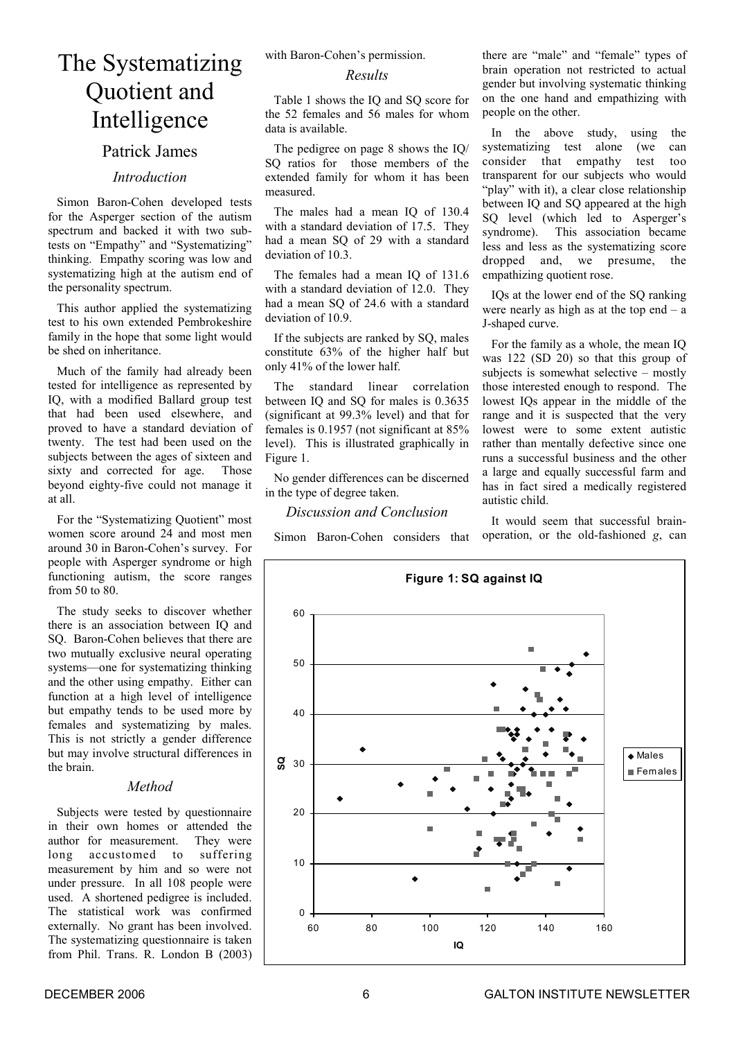# The Systematizing Quotient and Intelligence

## Patrick James

### *Introduction*

Simon Baron-Cohen developed tests for the Asperger section of the autism spectrum and backed it with two sub-tests on "Empathy" and "Systematizing" thinking. Empathy scoring was low and systematizing high at the autism end of the personality spectrum.

This author applied the systematizing test to his own extended Pembrokeshire family in the hope that some light would be shed on inheritance.

Much of the family had already been tested for intelligence as represented by IQ, with a modified Ballard group test that had been used elsewhere, and proved to have a standard deviation of twenty. The test had been used on the subjects between the ages of sixteen and sixty and corrected for age. Those beyond eighty-five could not manage it at all.

For the "Systematizing Quotient" most women score around 24 and most men around 30 in Baron-Cohen's survey. For people with Asperger syndrome or high functioning autism, the score ranges from 50 to 80.

The study seeks to discover whether there is an association between IQ and SQ. Baron-Cohen believes that there are two mutually exclusive neural operating systems—one for systematizing thinking and the other using empathy. Either can function at a high level of intelligence but empathy tends to be used more by females and systematizing by males. This is not strictly a gender difference but may involve structural differences in the brain.

### *Method*

Subjects were tested by questionnaire in their own homes or attended the author for measurement. They were long accustomed to suffering measurement by him and so were not under pressure. In all 108 people were used. A shortened pedigree is included. The statistical work was confirmed externally. No grant has been involved. The systematizing questionnaire is taken from Phil. Trans. R. London B (2003) with Baron-Cohen's permission.

### *Results*

Table 1 shows the IQ and SQ score for the 52 females and 56 males for whom data is available.

The pedigree on page 8 shows the IQ/SQ ratios for those members of the extended family for whom it has been measured.

The males had a mean IQ of 130.4 with a standard deviation of 17.5. They had a mean SQ of 29 with a standard deviation of 10.3.

The females had a mean IQ of 131.6 with a standard deviation of 12.0. They had a mean SQ of 24.6 with a standard deviation of 10.9.

If the subjects are ranked by SQ, males constitute 63% of the higher half but only 41% of the lower half.

The standard linear correlation between IQ and SQ for males is 0.3635 (significant at 99.3% level) and that for females is 0.1957 (not significant at 85% level). This is illustrated graphically in Figure 1.

No gender differences can be discerned in the type of degree taken.

### *Discussion and Conclusion*

Simon Baron-Cohen considers that there are "male" and "female" types of brain operation not restricted to actual gender but involving systematic thinking on the one hand and empathizing with people on the other.

In the above study, using the systematizing test alone (we can consider that empathy test too transparent for our subjects who would "play" with it), a clear close relationship between IQ and SQ appeared at the high SQ level (which led to Asperger's syndrome). This association became less and less as the systematizing score dropped and, we presume, the empathizing quotient rose.

IQs at the lower end of the SQ ranking were nearly as high as at the top end – a J-shaped curve.

For the family as a whole, the mean IQ was 122 (SD 20) so that this group of subjects is somewhat selective – mostly those interested enough to respond. The lowest IQs appear in the middle of the range and it is suspected that the very lowest were to some extent autistic rather than mentally defective since one runs a successful business and the other a large and equally successful farm and has in fact sired a medically registered autistic child.

It would seem that successful brain-operation, or the old-fashioned *g*, can

**Figure 1: SQ against IQ**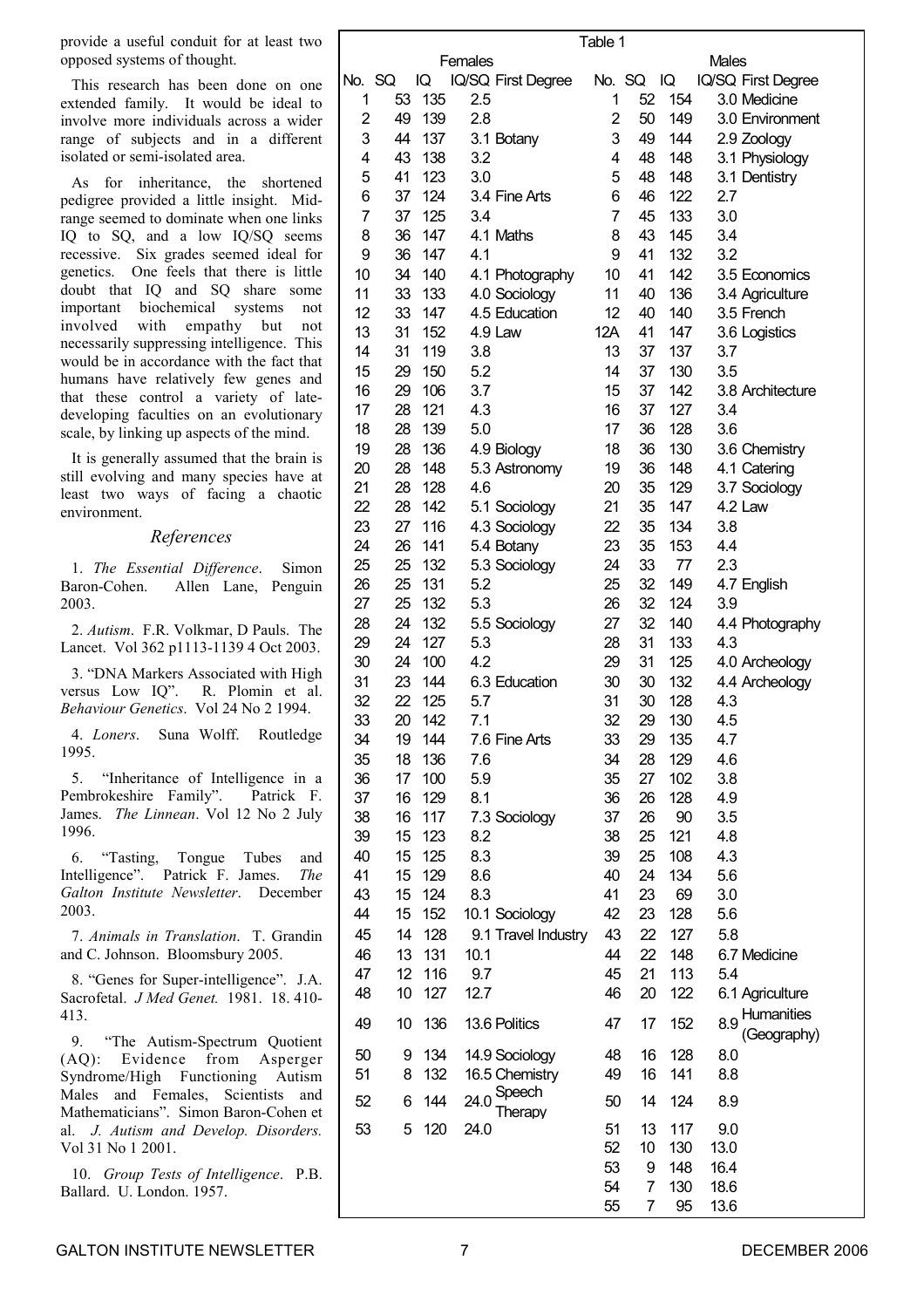provide a useful conduit for at least two opposed systems of thought.

This research has been done on one extended family. It would be ideal to involve more individuals across a wider range of subjects and in a different isolated or semi-isolated area.

As for inheritance, the shortened pedigree provided a little insight. Mid-range seemed to dominate when one links IQ to SQ, and a low IQ/SQ seems recessive. Six grades seemed ideal for genetics. One feels that there is little doubt that IQ and SQ share some important biochemical systems not involved with empathy but not necessarily suppressing intelligence. This would be in accordance with the fact that humans have relatively few genes and that these control a variety of late-developing faculties on an evolutionary scale, by linking up aspects of the mind.

It is generally assumed that the brain is still evolving and many species have at least two ways of facing a chaotic environment.

## *References*

1. *The Essential Difference*. Simon Baron-Cohen. Allen Lane, Penguin 2003.

2. *Autism*. F.R. Volkmar, D Pauls. The Lancet. Vol 362 p1113-1139 4 Oct 2003.

3. "DNA Markers Associated with High versus Low IQ". R. Plomin et al. *Behaviour Genetics*. Vol 24 No 2 1994.

4. *Loners*. Suna Wolff. Routledge 1995.

5. "Inheritance of Intelligence in a Pembrokeshire Family". Patrick F. James. *The Linnean*. Vol 12 No 2 July 1996.

6. "Tasting, Tongue Tubes and Intelligence". Patrick F. James. *The Galton Institute Newsletter*. December 2003.

7. *Animals in Translation*. T. Grandin and C. Johnson. Bloomsbury 2005.

8. "Genes for Super-intelligence". J.A. Sacrofetal. *J Med Genet.* 1981. 18. 410-413.

9. "The Autism-Spectrum Quotient (AQ): Evidence from Asperger Syndrome/High Functioning Autism Males and Females, Scientists and Mathematicians". Simon Baron-Cohen et al. *J. Autism and Develop. Disorders.* Vol 31 No 1 2001.

10. *Group Tests of Intelligence*. P.B. Ballard. U. London. 1957.

Table 1

| Females | | | | | Males | | | | |
|---|---|---|---|---|---|---|---|---|---|
| No. | SQ | IQ | IQ/SQ | First Degree | No. | SQ | IQ | IQ/SQ | First Degree |
| 1 | 53 | 135 | 2.5 | | 1 | 52 | 154 | 3.0 | Medicine |
| 2 | 49 | 139 | 2.8 | | 2 | 50 | 149 | 3.0 | Environment |
| 3 | 44 | 137 | 3.1 | Botany | 3 | 49 | 144 | 2.9 | Zoology |
| 4 | 43 | 138 | 3.2 | | 4 | 48 | 148 | 3.1 | Physiology |
| 5 | 41 | 123 | 3.0 | | 5 | 48 | 148 | 3.1 | Dentistry |
| 6 | 37 | 124 | 3.4 | Fine Arts | 6 | 46 | 122 | 2.7 | |
| 7 | 37 | 125 | 3.4 | | 7 | 45 | 133 | 3.0 | |
| 8 | 36 | 147 | 4.1 | Maths | 8 | 43 | 145 | 3.4 | |
| 9 | 36 | 147 | 4.1 | | 9 | 41 | 132 | 3.2 | |
| 10 | 34 | 140 | 4.1 | Photography | 10 | 41 | 142 | 3.5 | Economics |
| 11 | 33 | 133 | 4.0 | Sociology | 11 | 40 | 136 | 3.4 | Agriculture |
| 12 | 33 | 147 | 4.5 | Education | 12 | 40 | 140 | 3.5 | French |
| 13 | 31 | 152 | 4.9 | Law | 12A | 41 | 147 | 3.6 | Logistics |
| 14 | 31 | 119 | 3.8 | | 13 | 37 | 137 | 3.7 | |
| 15 | 29 | 150 | 5.2 | | 14 | 37 | 130 | 3.5 | |
| 16 | 29 | 106 | 3.7 | | 15 | 37 | 142 | 3.8 | Architecture |
| 17 | 28 | 121 | 4.3 | | 16 | 37 | 127 | 3.4 | |
| 18 | 28 | 139 | 5.0 | | 17 | 36 | 128 | 3.6 | |
| 19 | 28 | 136 | 4.9 | Biology | 18 | 36 | 130 | 3.6 | Chemistry |
| 20 | 28 | 148 | 5.3 | Astronomy | 19 | 36 | 148 | 4.1 | Catering |
| 21 | 28 | 128 | 4.6 | | 20 | 35 | 129 | 3.7 | Sociology |
| 22 | 28 | 142 | 5.1 | Sociology | 21 | 35 | 147 | 4.2 | Law |
| 23 | 27 | 116 | 4.3 | Sociology | 22 | 35 | 134 | 3.8 | |
| 24 | 26 | 141 | 5.4 | Botany | 23 | 35 | 153 | 4.4 | |
| 25 | 25 | 132 | 5.3 | Sociology | 24 | 33 | 77 | 2.3 | |
| 26 | 25 | 131 | 5.2 | | 25 | 32 | 149 | 4.7 | English |
| 27 | 25 | 132 | 5.3 | | 26 | 32 | 124 | 3.9 | |
| 28 | 24 | 132 | 5.5 | Sociology | 27 | 32 | 140 | 4.4 | Photography |
| 29 | 24 | 127 | 5.3 | | 28 | 31 | 133 | 4.3 | |
| 30 | 24 | 100 | 4.2 | | 29 | 31 | 125 | 4.0 | Archeology |
| 31 | 23 | 144 | 6.3 | Education | 30 | 30 | 132 | 4.4 | Archeology |
| 32 | 22 | 125 | 5.7 | | 31 | 30 | 128 | 4.3 | |
| 33 | 20 | 142 | 7.1 | | 32 | 29 | 130 | 4.5 | |
| 34 | 19 | 144 | 7.6 | Fine Arts | 33 | 29 | 135 | 4.7 | |
| 35 | 18 | 136 | 7.6 | | 34 | 28 | 129 | 4.6 | |
| 36 | 17 | 100 | 5.9 | | 35 | 27 | 102 | 3.8 | |
| 37 | 16 | 129 | 8.1 | | 36 | 26 | 128 | 4.9 | |
| 38 | 16 | 117 | 7.3 | Sociology | 37 | 26 | 90 | 3.5 | |
| 39 | 15 | 123 | 8.2 | | 38 | 25 | 121 | 4.8 | |
| 40 | 15 | 125 | 8.3 | | 39 | 25 | 108 | 4.3 | |
| 41 | 15 | 129 | 8.6 | | 40 | 24 | 134 | 5.6 | |
| 43 | 15 | 124 | 8.3 | | 41 | 23 | 69 | 3.0 | |
| 44 | 15 | 152 | 10.1 | Sociology | 42 | 23 | 128 | 5.6 | |
| 45 | 14 | 128 | 9.1 | Travel Industry | 43 | 22 | 127 | 5.8 | |
| 46 | 13 | 131 | 10.1 | | 44 | 22 | 148 | 6.7 | Medicine |
| 47 | 12 | 116 | 9.7 | | 45 | 21 | 113 | 5.4 | |
| 48 | 10 | 127 | 12.7 | | 46 | 20 | 122 | 6.1 | Agriculture |
| 49 | 10 | 136 | 13.6 | Politics | 47 | 17 | 152 | 8.9 | Humanities (Geography) |
| 50 | 9 | 134 | 14.9 | Sociology | 48 | 16 | 128 | 8.0 | |
| 51 | 8 | 132 | 16.5 | Chemistry | 49 | 16 | 141 | 8.8 | |
| 52 | 6 | 144 | 24.0 | Speech Therapy | 50 | 14 | 124 | 8.9 | |
| 53 | 5 | 120 | 24.0 | | 51 | 13 | 117 | 9.0 | |
| | | | | | 52 | 10 | 130 | 13.0 | |
| | | | | | 53 | 9 | 148 | 16.4 | |
| | | | | | 54 | 7 | 130 | 18.6 | |
| | | | | | 55 | 7 | 95 | 13.6 | |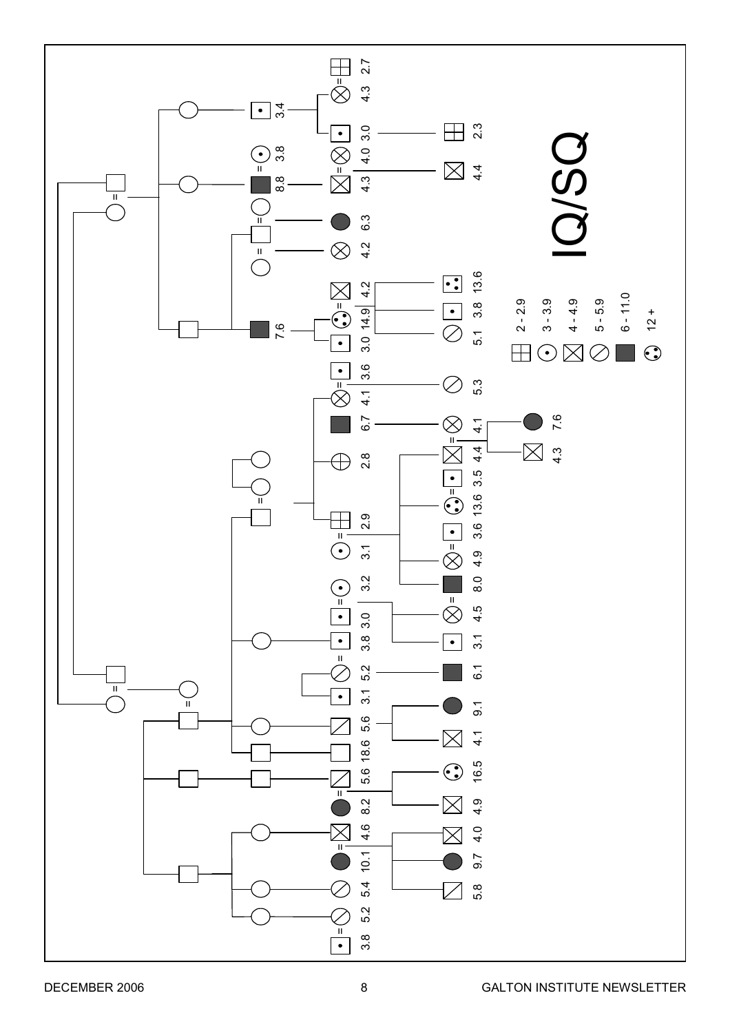IQ/SQ

2 - 2.9
3 - 3.9
4 - 4.9
5 - 5.9
6 - 11.0
12 +

3.4
2.7
4.3
3.0
2.3
3.8
8.8
4.0
4.3
4.4
6.3
4.2
4.2
14.9
3.0
7.6
13.6
3.8
5.1
3.6
4.1
5.3
6.7
4.1
7.6
4.3
2.8
4.4
3.5
13.6
2.9
3.6
3.1
4.9
8.0
3.2
3.0
4.5
3.8
3.1
5.2
3.1
6.1
9.1
5.6
4.1
18.6
5.6
16.5
8.2
4.9
4.6
4.0
10.1
9.7
5.4
5.8
5.2
3.8